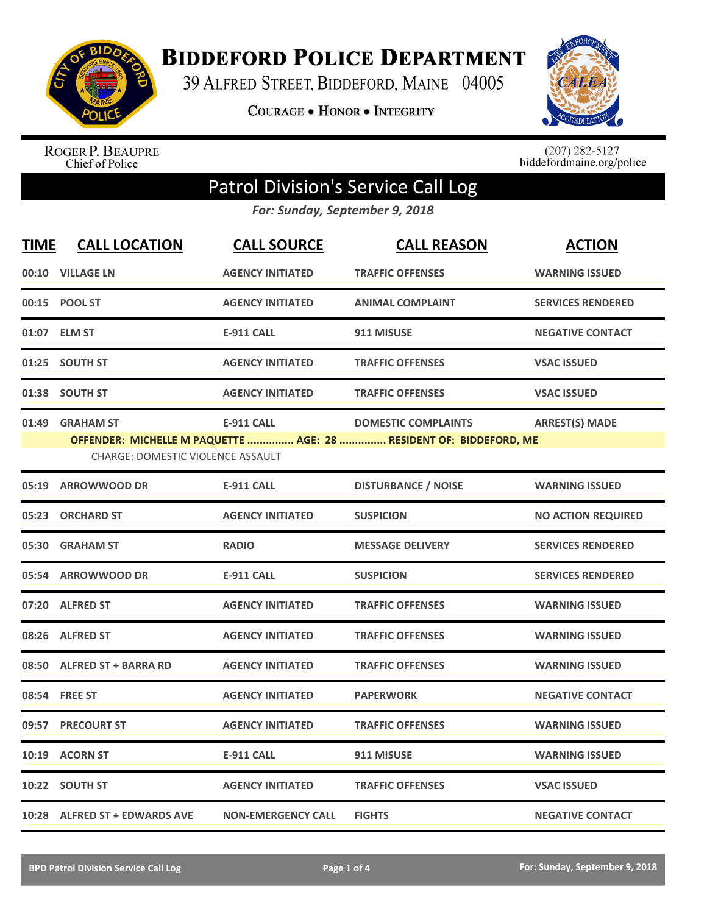# BIDDEFORD POLICE DEPARTMENT

39 ALFRED STREET, BIDDEFORD, MAINE 04005

COURAGE • HONOR • INTEGRITY

ROGER P. BEAUPRE
Chief of Police

(207) 282-5127
biddefordmaine.org/police

## Patrol Division's Service Call Log

*For: Sunday, September 9, 2018*

| TIME | CALL LOCATION | CALL SOURCE | CALL REASON | ACTION |
|---|---|---|---|---|
| 00:10 | VILLAGE LN | AGENCY INITIATED | TRAFFIC OFFENSES | WARNING ISSUED |
| 00:15 | POOL ST | AGENCY INITIATED | ANIMAL COMPLAINT | SERVICES RENDERED |
| 01:07 | ELM ST | E-911 CALL | 911 MISUSE | NEGATIVE CONTACT |
| 01:25 | SOUTH ST | AGENCY INITIATED | TRAFFIC OFFENSES | VSAC ISSUED |
| 01:38 | SOUTH ST | AGENCY INITIATED | TRAFFIC OFFENSES | VSAC ISSUED |
| 01:49 | GRAHAM ST | E-911 CALL | DOMESTIC COMPLAINTS | ARREST(S) MADE |
| | OFFENDER: MICHELLE M PAQUETTE ............... AGE: 28 ............... RESIDENT OF: BIDDEFORD, ME | | | |
| | CHARGE: DOMESTIC VIOLENCE ASSAULT | | | |
| 05:19 | ARROWWOOD DR | E-911 CALL | DISTURBANCE / NOISE | WARNING ISSUED |
| 05:23 | ORCHARD ST | AGENCY INITIATED | SUSPICION | NO ACTION REQUIRED |
| 05:30 | GRAHAM ST | RADIO | MESSAGE DELIVERY | SERVICES RENDERED |
| 05:54 | ARROWWOOD DR | E-911 CALL | SUSPICION | SERVICES RENDERED |
| 07:20 | ALFRED ST | AGENCY INITIATED | TRAFFIC OFFENSES | WARNING ISSUED |
| 08:26 | ALFRED ST | AGENCY INITIATED | TRAFFIC OFFENSES | WARNING ISSUED |
| 08:50 | ALFRED ST + BARRA RD | AGENCY INITIATED | TRAFFIC OFFENSES | WARNING ISSUED |
| 08:54 | FREE ST | AGENCY INITIATED | PAPERWORK | NEGATIVE CONTACT |
| 09:57 | PRECOURT ST | AGENCY INITIATED | TRAFFIC OFFENSES | WARNING ISSUED |
| 10:19 | ACORN ST | E-911 CALL | 911 MISUSE | WARNING ISSUED |
| 10:22 | SOUTH ST | AGENCY INITIATED | TRAFFIC OFFENSES | VSAC ISSUED |
| 10:28 | ALFRED ST + EDWARDS AVE | NON-EMERGENCY CALL | FIGHTS | NEGATIVE CONTACT |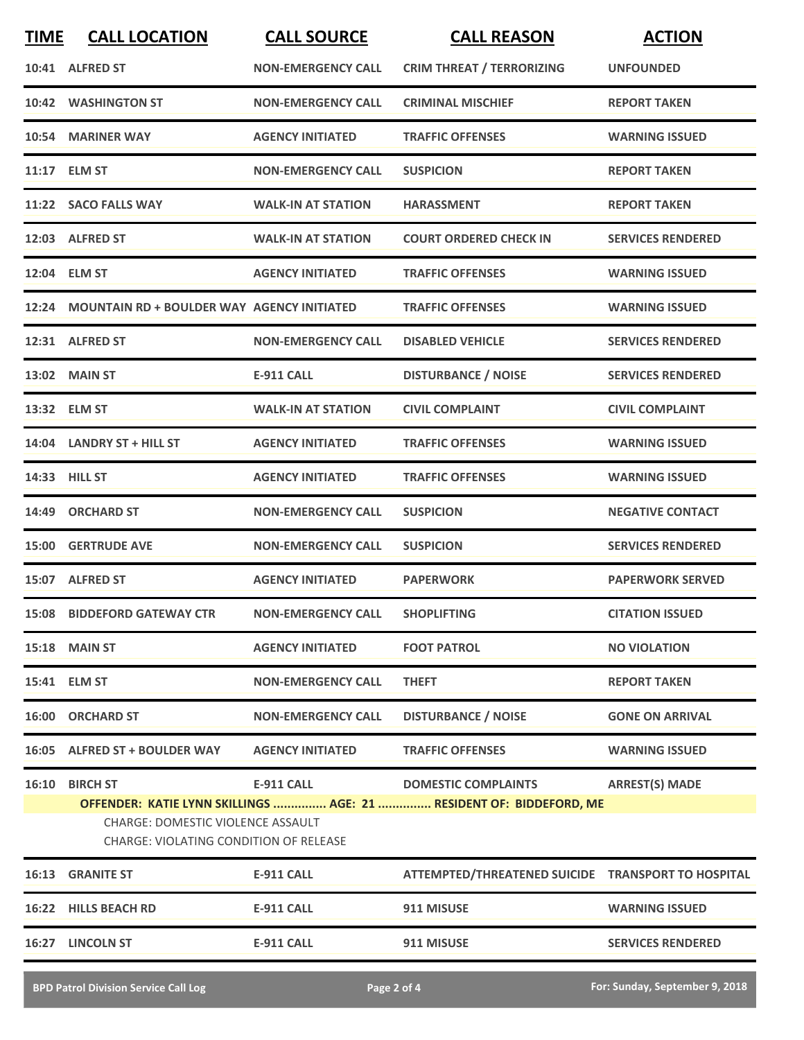| TIME | CALL LOCATION | CALL SOURCE | CALL REASON | ACTION |
|---|---|---|---|---|
| 10:41 | ALFRED ST | NON-EMERGENCY CALL | CRIM THREAT / TERRORIZING | UNFOUNDED |
| 10:42 | WASHINGTON ST | NON-EMERGENCY CALL | CRIMINAL MISCHIEF | REPORT TAKEN |
| 10:54 | MARINER WAY | AGENCY INITIATED | TRAFFIC OFFENSES | WARNING ISSUED |
| 11:17 | ELM ST | NON-EMERGENCY CALL | SUSPICION | REPORT TAKEN |
| 11:22 | SACO FALLS WAY | WALK-IN AT STATION | HARASSMENT | REPORT TAKEN |
| 12:03 | ALFRED ST | WALK-IN AT STATION | COURT ORDERED CHECK IN | SERVICES RENDERED |
| 12:04 | ELM ST | AGENCY INITIATED | TRAFFIC OFFENSES | WARNING ISSUED |
| 12:24 | MOUNTAIN RD + BOULDER WAY | AGENCY INITIATED | TRAFFIC OFFENSES | WARNING ISSUED |
| 12:31 | ALFRED ST | NON-EMERGENCY CALL | DISABLED VEHICLE | SERVICES RENDERED |
| 13:02 | MAIN ST | E-911 CALL | DISTURBANCE / NOISE | SERVICES RENDERED |
| 13:32 | ELM ST | WALK-IN AT STATION | CIVIL COMPLAINT | CIVIL COMPLAINT |
| 14:04 | LANDRY ST + HILL ST | AGENCY INITIATED | TRAFFIC OFFENSES | WARNING ISSUED |
| 14:33 | HILL ST | AGENCY INITIATED | TRAFFIC OFFENSES | WARNING ISSUED |
| 14:49 | ORCHARD ST | NON-EMERGENCY CALL | SUSPICION | NEGATIVE CONTACT |
| 15:00 | GERTRUDE AVE | NON-EMERGENCY CALL | SUSPICION | SERVICES RENDERED |
| 15:07 | ALFRED ST | AGENCY INITIATED | PAPERWORK | PAPERWORK SERVED |
| 15:08 | BIDDEFORD GATEWAY CTR | NON-EMERGENCY CALL | SHOPLIFTING | CITATION ISSUED |
| 15:18 | MAIN ST | AGENCY INITIATED | FOOT PATROL | NO VIOLATION |
| 15:41 | ELM ST | NON-EMERGENCY CALL | THEFT | REPORT TAKEN |
| 16:00 | ORCHARD ST | NON-EMERGENCY CALL | DISTURBANCE / NOISE | GONE ON ARRIVAL |
| 16:05 | ALFRED ST + BOULDER WAY | AGENCY INITIATED | TRAFFIC OFFENSES | WARNING ISSUED |
| 16:10 | BIRCH ST | E-911 CALL | DOMESTIC COMPLAINTS | ARREST(S) MADE |

**OFFENDER: KATIE LYNN SKILLINGS ............... AGE: 21 ............... RESIDENT OF: BIDDEFORD, ME**

CHARGE: DOMESTIC VIOLENCE ASSAULT
CHARGE: VIOLATING CONDITION OF RELEASE

| TIME | CALL LOCATION | CALL SOURCE | CALL REASON | ACTION |
|---|---|---|---|---|
| 16:13 | GRANITE ST | E-911 CALL | ATTEMPTED/THREATENED SUICIDE | TRANSPORT TO HOSPITAL |
| 16:22 | HILLS BEACH RD | E-911 CALL | 911 MISUSE | WARNING ISSUED |
| 16:27 | LINCOLN ST | E-911 CALL | 911 MISUSE | SERVICES RENDERED |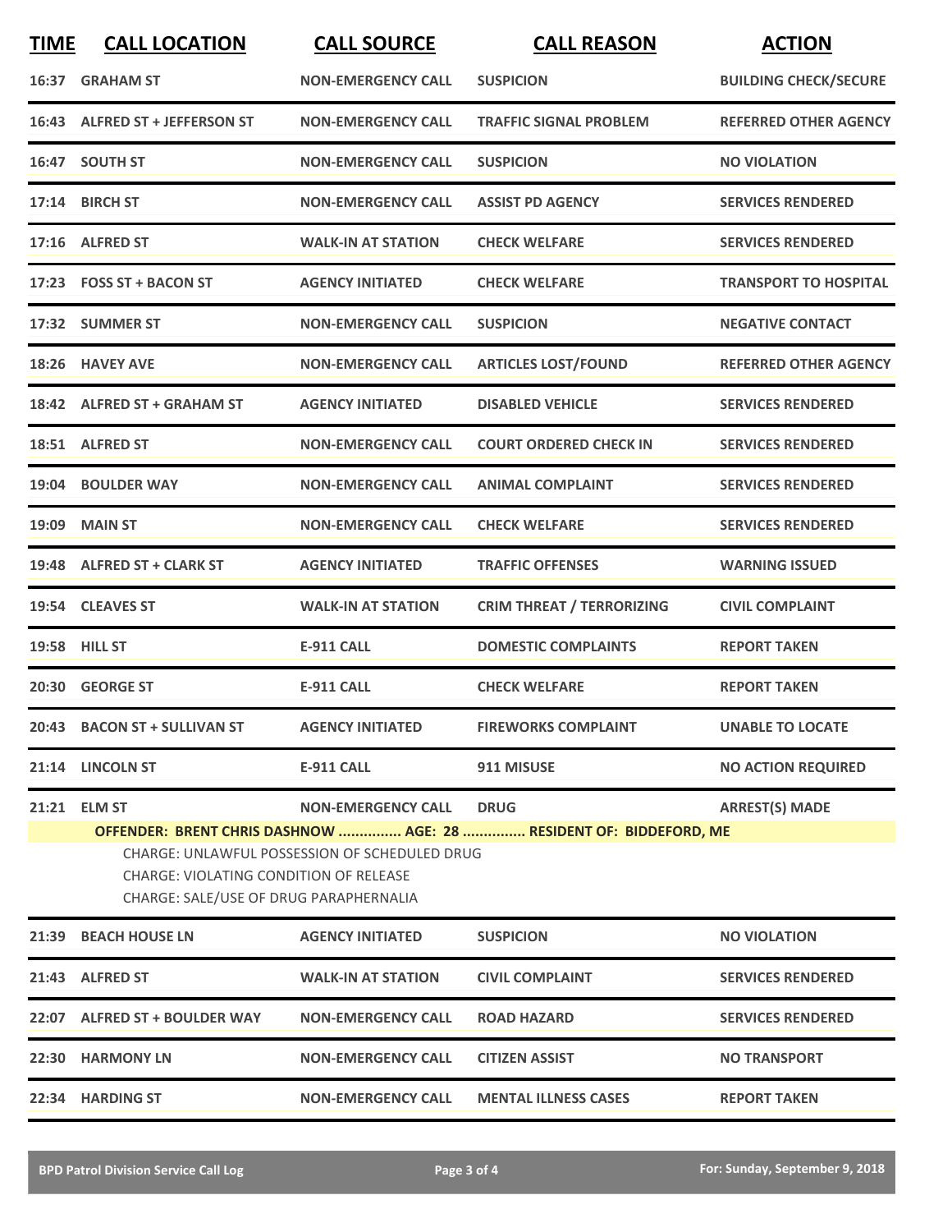| TIME | CALL LOCATION | CALL SOURCE | CALL REASON | ACTION |
|---|---|---|---|---|
| 16:37 | GRAHAM ST | NON-EMERGENCY CALL | SUSPICION | BUILDING CHECK/SECURE |
| 16:43 | ALFRED ST + JEFFERSON ST | NON-EMERGENCY CALL | TRAFFIC SIGNAL PROBLEM | REFERRED OTHER AGENCY |
| 16:47 | SOUTH ST | NON-EMERGENCY CALL | SUSPICION | NO VIOLATION |
| 17:14 | BIRCH ST | NON-EMERGENCY CALL | ASSIST PD AGENCY | SERVICES RENDERED |
| 17:16 | ALFRED ST | WALK-IN AT STATION | CHECK WELFARE | SERVICES RENDERED |
| 17:23 | FOSS ST + BACON ST | AGENCY INITIATED | CHECK WELFARE | TRANSPORT TO HOSPITAL |
| 17:32 | SUMMER ST | NON-EMERGENCY CALL | SUSPICION | NEGATIVE CONTACT |
| 18:26 | HAVEY AVE | NON-EMERGENCY CALL | ARTICLES LOST/FOUND | REFERRED OTHER AGENCY |
| 18:42 | ALFRED ST + GRAHAM ST | AGENCY INITIATED | DISABLED VEHICLE | SERVICES RENDERED |
| 18:51 | ALFRED ST | NON-EMERGENCY CALL | COURT ORDERED CHECK IN | SERVICES RENDERED |
| 19:04 | BOULDER WAY | NON-EMERGENCY CALL | ANIMAL COMPLAINT | SERVICES RENDERED |
| 19:09 | MAIN ST | NON-EMERGENCY CALL | CHECK WELFARE | SERVICES RENDERED |
| 19:48 | ALFRED ST + CLARK ST | AGENCY INITIATED | TRAFFIC OFFENSES | WARNING ISSUED |
| 19:54 | CLEAVES ST | WALK-IN AT STATION | CRIM THREAT / TERRORIZING | CIVIL COMPLAINT |
| 19:58 | HILL ST | E-911 CALL | DOMESTIC COMPLAINTS | REPORT TAKEN |
| 20:30 | GEORGE ST | E-911 CALL | CHECK WELFARE | REPORT TAKEN |
| 20:43 | BACON ST + SULLIVAN ST | AGENCY INITIATED | FIREWORKS COMPLAINT | UNABLE TO LOCATE |
| 21:14 | LINCOLN ST | E-911 CALL | 911 MISUSE | NO ACTION REQUIRED |
| 21:21 | ELM ST | NON-EMERGENCY CALL | DRUG | ARREST(S) MADE |

**OFFENDER: BRENT CHRIS DASHNOW ............... AGE: 28 ............... RESIDENT OF: BIDDEFORD, ME**

CHARGE: UNLAWFUL POSSESSION OF SCHEDULED DRUG
CHARGE: VIOLATING CONDITION OF RELEASE
CHARGE: SALE/USE OF DRUG PARAPHERNALIA

| TIME | CALL LOCATION | CALL SOURCE | CALL REASON | ACTION |
|---|---|---|---|---|
| 21:39 | BEACH HOUSE LN | AGENCY INITIATED | SUSPICION | NO VIOLATION |
| 21:43 | ALFRED ST | WALK-IN AT STATION | CIVIL COMPLAINT | SERVICES RENDERED |
| 22:07 | ALFRED ST + BOULDER WAY | NON-EMERGENCY CALL | ROAD HAZARD | SERVICES RENDERED |
| 22:30 | HARMONY LN | NON-EMERGENCY CALL | CITIZEN ASSIST | NO TRANSPORT |
| 22:34 | HARDING ST | NON-EMERGENCY CALL | MENTAL ILLNESS CASES | REPORT TAKEN |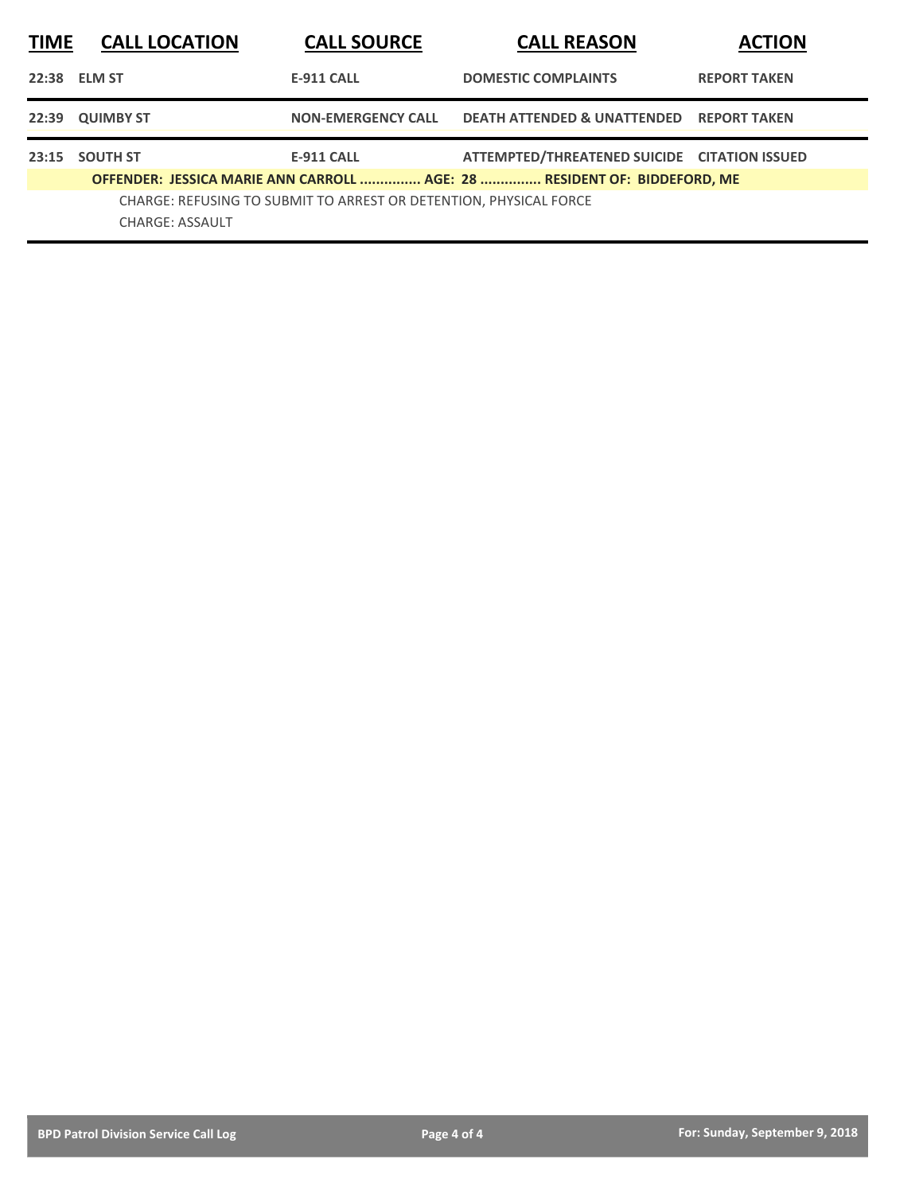| TIME | CALL LOCATION | CALL SOURCE | CALL REASON | ACTION |
|---|---|---|---|---|
| 22:38 | ELM ST | E-911 CALL | DOMESTIC COMPLAINTS | REPORT TAKEN |
| 22:39 | QUIMBY ST | NON-EMERGENCY CALL | DEATH ATTENDED & UNATTENDED | REPORT TAKEN |
| 23:15 | SOUTH ST | E-911 CALL | ATTEMPTED/THREATENED SUICIDE | CITATION ISSUED |

**OFFENDER: JESSICA MARIE ANN CARROLL ............... AGE: 28 ............... RESIDENT OF: BIDDEFORD, ME**

CHARGE: REFUSING TO SUBMIT TO ARREST OR DETENTION, PHYSICAL FORCE

CHARGE: ASSAULT